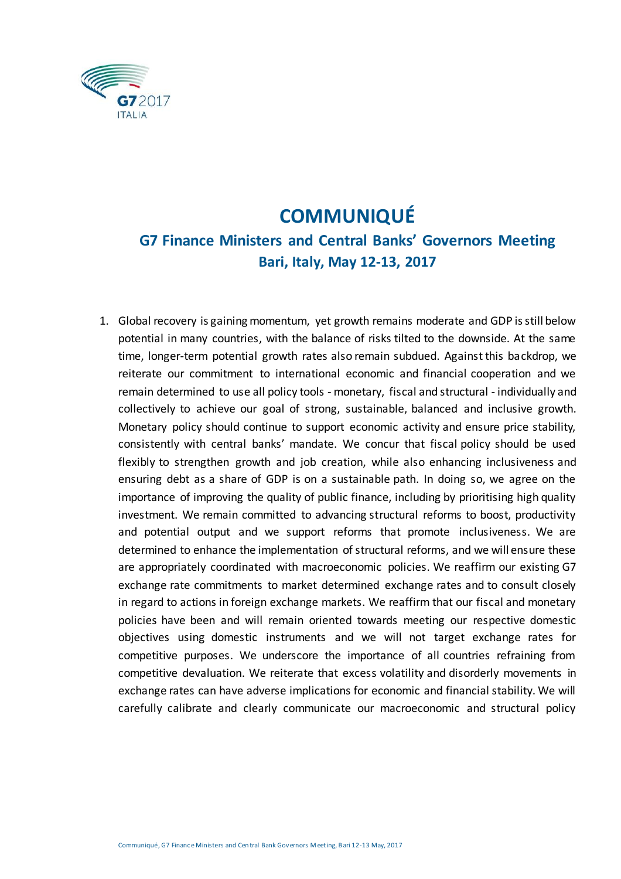# COMMUNIQUÉ

## G7 Finance Ministers and Central Banks' Governors Meeting
## Bari, Italy, May 12-13, 2017

1. Global recovery is gaining momentum, yet growth remains moderate and GDP is still below potential in many countries, with the balance of risks tilted to the downside. At the same time, longer-term potential growth rates also remain subdued. Against this backdrop, we reiterate our commitment to international economic and financial cooperation and we remain determined to use all policy tools - monetary, fiscal and structural - individually and collectively to achieve our goal of strong, sustainable, balanced and inclusive growth. Monetary policy should continue to support economic activity and ensure price stability, consistently with central banks' mandate. We concur that fiscal policy should be used flexibly to strengthen growth and job creation, while also enhancing inclusiveness and ensuring debt as a share of GDP is on a sustainable path. In doing so, we agree on the importance of improving the quality of public finance, including by prioritising high quality investment. We remain committed to advancing structural reforms to boost, productivity and potential output and we support reforms that promote inclusiveness. We are determined to enhance the implementation of structural reforms, and we will ensure these are appropriately coordinated with macroeconomic policies. We reaffirm our existing G7 exchange rate commitments to market determined exchange rates and to consult closely in regard to actions in foreign exchange markets. We reaffirm that our fiscal and monetary policies have been and will remain oriented towards meeting our respective domestic objectives using domestic instruments and we will not target exchange rates for competitive purposes. We underscore the importance of all countries refraining from competitive devaluation. We reiterate that excess volatility and disorderly movements in exchange rates can have adverse implications for economic and financial stability. We will carefully calibrate and clearly communicate our macroeconomic and structural policy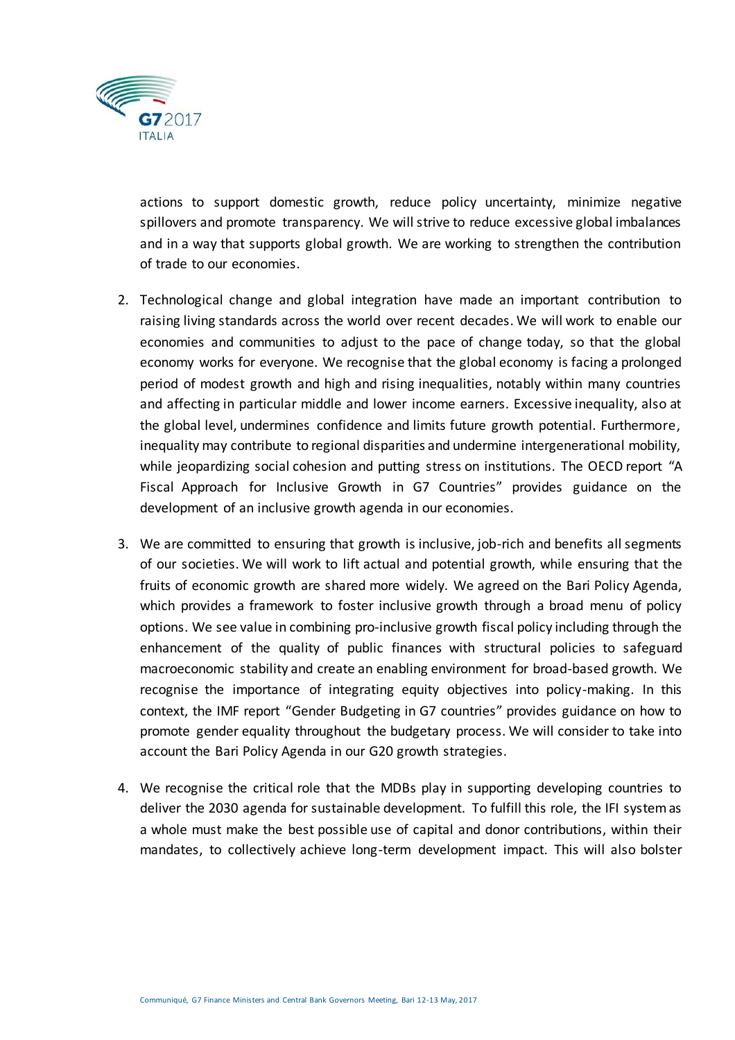actions to support domestic growth, reduce policy uncertainty, minimize negative spillovers and promote transparency. We will strive to reduce excessive global imbalances and in a way that supports global growth. We are working to strengthen the contribution of trade to our economies.

2. Technological change and global integration have made an important contribution to raising living standards across the world over recent decades. We will work to enable our economies and communities to adjust to the pace of change today, so that the global economy works for everyone. We recognise that the global economy is facing a prolonged period of modest growth and high and rising inequalities, notably within many countries and affecting in particular middle and lower income earners. Excessive inequality, also at the global level, undermines confidence and limits future growth potential. Furthermore, inequality may contribute to regional disparities and undermine intergenerational mobility, while jeopardizing social cohesion and putting stress on institutions. The OECD report "A Fiscal Approach for Inclusive Growth in G7 Countries" provides guidance on the development of an inclusive growth agenda in our economies.

3. We are committed to ensuring that growth is inclusive, job-rich and benefits all segments of our societies. We will work to lift actual and potential growth, while ensuring that the fruits of economic growth are shared more widely. We agreed on the Bari Policy Agenda, which provides a framework to foster inclusive growth through a broad menu of policy options. We see value in combining pro-inclusive growth fiscal policy including through the enhancement of the quality of public finances with structural policies to safeguard macroeconomic stability and create an enabling environment for broad-based growth. We recognise the importance of integrating equity objectives into policy-making. In this context, the IMF report "Gender Budgeting in G7 countries" provides guidance on how to promote gender equality throughout the budgetary process. We will consider to take into account the Bari Policy Agenda in our G20 growth strategies.

4. We recognise the critical role that the MDBs play in supporting developing countries to deliver the 2030 agenda for sustainable development. To fulfill this role, the IFI system as a whole must make the best possible use of capital and donor contributions, within their mandates, to collectively achieve long-term development impact. This will also bolster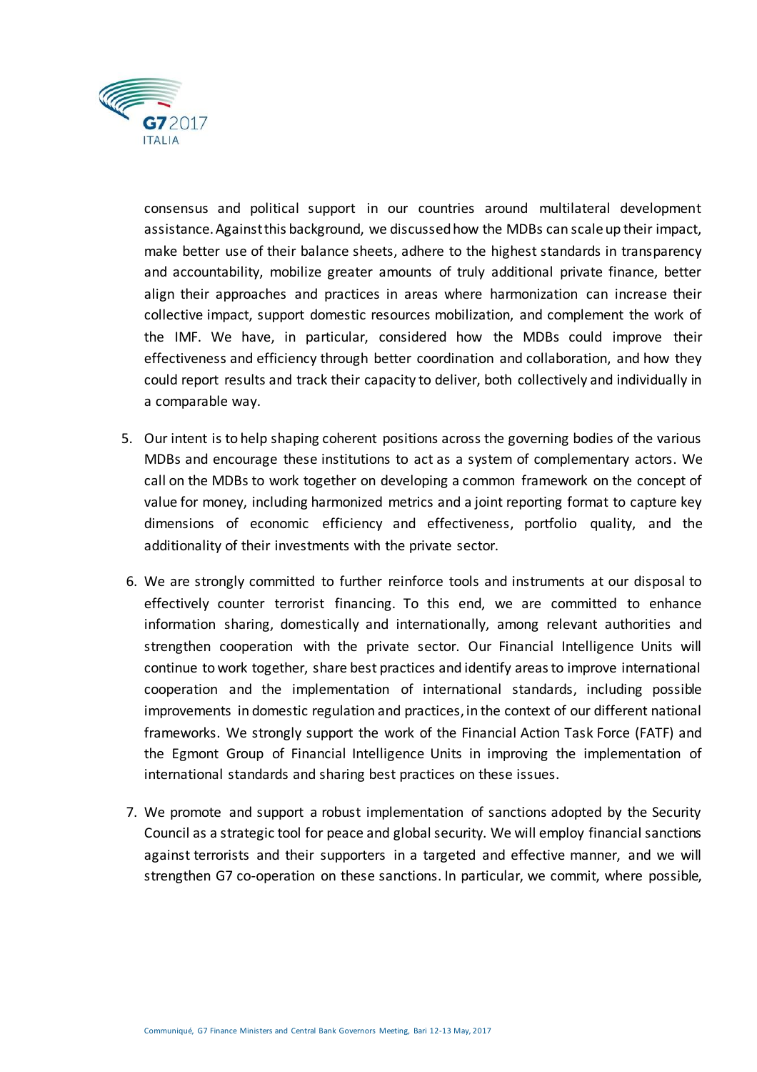consensus and political support in our countries around multilateral development assistance. Against this background, we discussed how the MDBs can scale up their impact, make better use of their balance sheets, adhere to the highest standards in transparency and accountability, mobilize greater amounts of truly additional private finance, better align their approaches and practices in areas where harmonization can increase their collective impact, support domestic resources mobilization, and complement the work of the IMF. We have, in particular, considered how the MDBs could improve their effectiveness and efficiency through better coordination and collaboration, and how they could report results and track their capacity to deliver, both collectively and individually in a comparable way.

5. Our intent is to help shaping coherent positions across the governing bodies of the various MDBs and encourage these institutions to act as a system of complementary actors. We call on the MDBs to work together on developing a common framework on the concept of value for money, including harmonized metrics and a joint reporting format to capture key dimensions of economic efficiency and effectiveness, portfolio quality, and the additionality of their investments with the private sector.

6. We are strongly committed to further reinforce tools and instruments at our disposal to effectively counter terrorist financing. To this end, we are committed to enhance information sharing, domestically and internationally, among relevant authorities and strengthen cooperation with the private sector. Our Financial Intelligence Units will continue to work together, share best practices and identify areas to improve international cooperation and the implementation of international standards, including possible improvements in domestic regulation and practices, in the context of our different national frameworks. We strongly support the work of the Financial Action Task Force (FATF) and the Egmont Group of Financial Intelligence Units in improving the implementation of international standards and sharing best practices on these issues.

7. We promote and support a robust implementation of sanctions adopted by the Security Council as a strategic tool for peace and global security. We will employ financial sanctions against terrorists and their supporters in a targeted and effective manner, and we will strengthen G7 co-operation on these sanctions. In particular, we commit, where possible,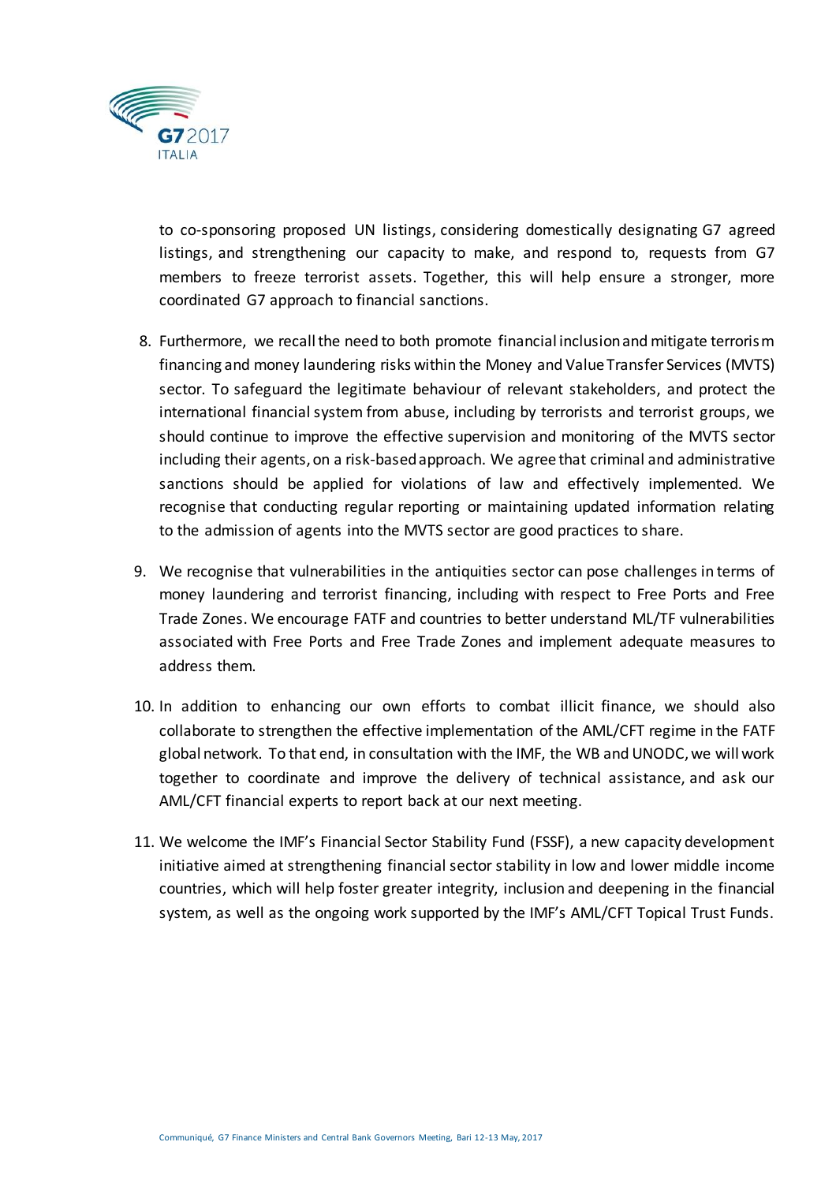to co-sponsoring proposed UN listings, considering domestically designating G7 agreed listings, and strengthening our capacity to make, and respond to, requests from G7 members to freeze terrorist assets. Together, this will help ensure a stronger, more coordinated G7 approach to financial sanctions.

8. Furthermore, we recall the need to both promote financial inclusion and mitigate terrorism financing and money laundering risks within the Money and Value Transfer Services (MVTS) sector. To safeguard the legitimate behaviour of relevant stakeholders, and protect the international financial system from abuse, including by terrorists and terrorist groups, we should continue to improve the effective supervision and monitoring of the MVTS sector including their agents, on a risk-based approach. We agree that criminal and administrative sanctions should be applied for violations of law and effectively implemented. We recognise that conducting regular reporting or maintaining updated information relating to the admission of agents into the MVTS sector are good practices to share.

9. We recognise that vulnerabilities in the antiquities sector can pose challenges in terms of money laundering and terrorist financing, including with respect to Free Ports and Free Trade Zones. We encourage FATF and countries to better understand ML/TF vulnerabilities associated with Free Ports and Free Trade Zones and implement adequate measures to address them.

10. In addition to enhancing our own efforts to combat illicit finance, we should also collaborate to strengthen the effective implementation of the AML/CFT regime in the FATF global network. To that end, in consultation with the IMF, the WB and UNODC, we will work together to coordinate and improve the delivery of technical assistance, and ask our AML/CFT financial experts to report back at our next meeting.

11. We welcome the IMF's Financial Sector Stability Fund (FSSF), a new capacity development initiative aimed at strengthening financial sector stability in low and lower middle income countries, which will help foster greater integrity, inclusion and deepening in the financial system, as well as the ongoing work supported by the IMF's AML/CFT Topical Trust Funds.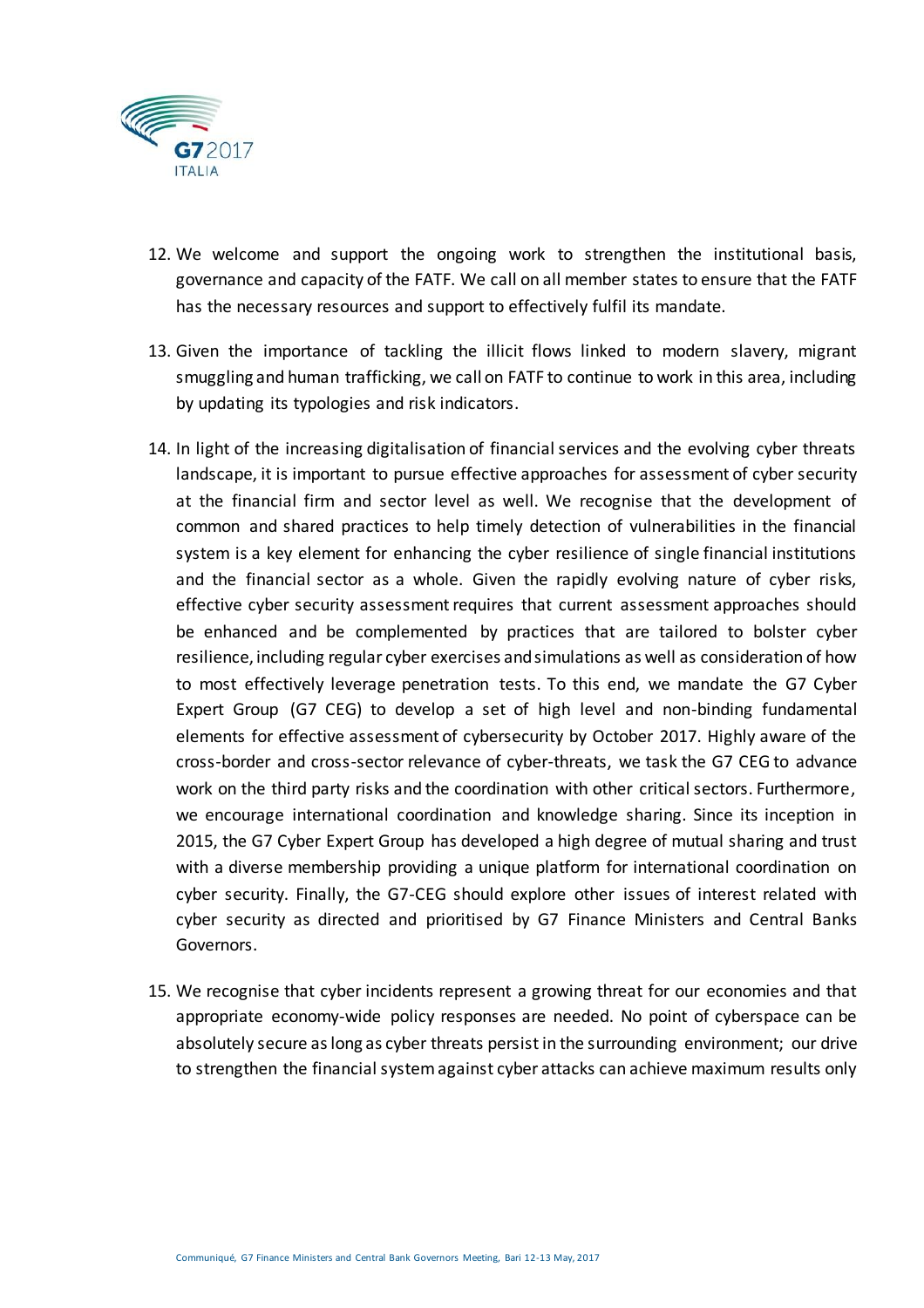12. We welcome and support the ongoing work to strengthen the institutional basis, governance and capacity of the FATF. We call on all member states to ensure that the FATF has the necessary resources and support to effectively fulfil its mandate.

13. Given the importance of tackling the illicit flows linked to modern slavery, migrant smuggling and human trafficking, we call on FATF to continue to work in this area, including by updating its typologies and risk indicators.

14. In light of the increasing digitalisation of financial services and the evolving cyber threats landscape, it is important to pursue effective approaches for assessment of cyber security at the financial firm and sector level as well. We recognise that the development of common and shared practices to help timely detection of vulnerabilities in the financial system is a key element for enhancing the cyber resilience of single financial institutions and the financial sector as a whole. Given the rapidly evolving nature of cyber risks, effective cyber security assessment requires that current assessment approaches should be enhanced and be complemented by practices that are tailored to bolster cyber resilience, including regular cyber exercises and simulations as well as consideration of how to most effectively leverage penetration tests. To this end, we mandate the G7 Cyber Expert Group (G7 CEG) to develop a set of high level and non-binding fundamental elements for effective assessment of cybersecurity by October 2017. Highly aware of the cross-border and cross-sector relevance of cyber-threats, we task the G7 CEG to advance work on the third party risks and the coordination with other critical sectors. Furthermore, we encourage international coordination and knowledge sharing. Since its inception in 2015, the G7 Cyber Expert Group has developed a high degree of mutual sharing and trust with a diverse membership providing a unique platform for international coordination on cyber security. Finally, the G7-CEG should explore other issues of interest related with cyber security as directed and prioritised by G7 Finance Ministers and Central Banks Governors.

15. We recognise that cyber incidents represent a growing threat for our economies and that appropriate economy-wide policy responses are needed. No point of cyberspace can be absolutely secure as long as cyber threats persist in the surrounding environment; our drive to strengthen the financial system against cyber attacks can achieve maximum results only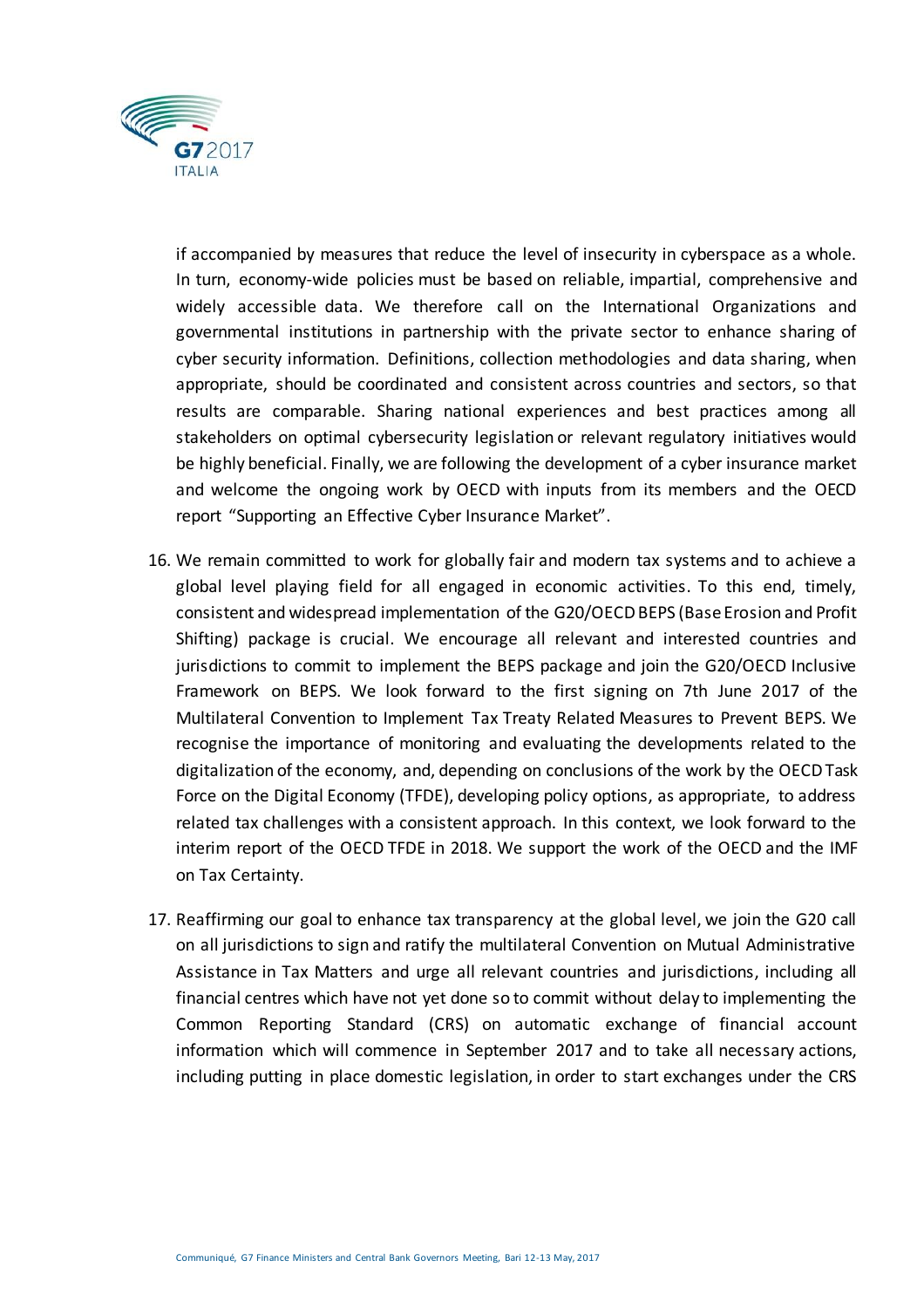if accompanied by measures that reduce the level of insecurity in cyberspace as a whole. In turn, economy-wide policies must be based on reliable, impartial, comprehensive and widely accessible data. We therefore call on the International Organizations and governmental institutions in partnership with the private sector to enhance sharing of cyber security information. Definitions, collection methodologies and data sharing, when appropriate, should be coordinated and consistent across countries and sectors, so that results are comparable. Sharing national experiences and best practices among all stakeholders on optimal cybersecurity legislation or relevant regulatory initiatives would be highly beneficial. Finally, we are following the development of a cyber insurance market and welcome the ongoing work by OECD with inputs from its members and the OECD report "Supporting an Effective Cyber Insurance Market".

16. We remain committed to work for globally fair and modern tax systems and to achieve a global level playing field for all engaged in economic activities. To this end, timely, consistent and widespread implementation of the G20/OECD BEPS (Base Erosion and Profit Shifting) package is crucial. We encourage all relevant and interested countries and jurisdictions to commit to implement the BEPS package and join the G20/OECD Inclusive Framework on BEPS. We look forward to the first signing on 7th June 2017 of the Multilateral Convention to Implement Tax Treaty Related Measures to Prevent BEPS. We recognise the importance of monitoring and evaluating the developments related to the digitalization of the economy, and, depending on conclusions of the work by the OECD Task Force on the Digital Economy (TFDE), developing policy options, as appropriate, to address related tax challenges with a consistent approach. In this context, we look forward to the interim report of the OECD TFDE in 2018. We support the work of the OECD and the IMF on Tax Certainty.

17. Reaffirming our goal to enhance tax transparency at the global level, we join the G20 call on all jurisdictions to sign and ratify the multilateral Convention on Mutual Administrative Assistance in Tax Matters and urge all relevant countries and jurisdictions, including all financial centres which have not yet done so to commit without delay to implementing the Common Reporting Standard (CRS) on automatic exchange of financial account information which will commence in September 2017 and to take all necessary actions, including putting in place domestic legislation, in order to start exchanges under the CRS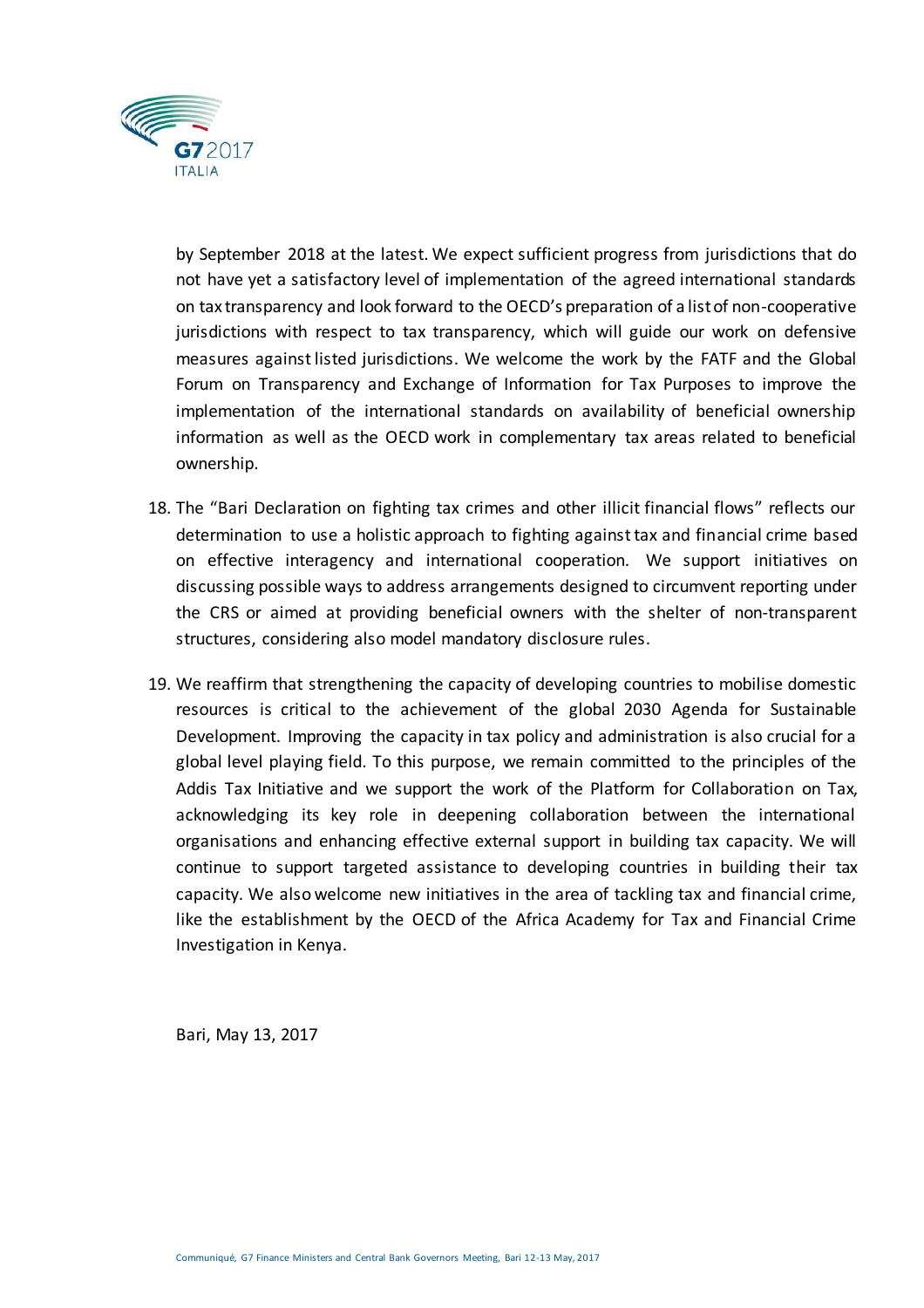by September 2018 at the latest. We expect sufficient progress from jurisdictions that do not have yet a satisfactory level of implementation of the agreed international standards on tax transparency and look forward to the OECD's preparation of a list of non-cooperative jurisdictions with respect to tax transparency, which will guide our work on defensive measures against listed jurisdictions. We welcome the work by the FATF and the Global Forum on Transparency and Exchange of Information for Tax Purposes to improve the implementation of the international standards on availability of beneficial ownership information as well as the OECD work in complementary tax areas related to beneficial ownership.

18. The "Bari Declaration on fighting tax crimes and other illicit financial flows" reflects our determination to use a holistic approach to fighting against tax and financial crime based on effective interagency and international cooperation. We support initiatives on discussing possible ways to address arrangements designed to circumvent reporting under the CRS or aimed at providing beneficial owners with the shelter of non-transparent structures, considering also model mandatory disclosure rules.

19. We reaffirm that strengthening the capacity of developing countries to mobilise domestic resources is critical to the achievement of the global 2030 Agenda for Sustainable Development. Improving the capacity in tax policy and administration is also crucial for a global level playing field. To this purpose, we remain committed to the principles of the Addis Tax Initiative and we support the work of the Platform for Collaboration on Tax, acknowledging its key role in deepening collaboration between the international organisations and enhancing effective external support in building tax capacity. We will continue to support targeted assistance to developing countries in building their tax capacity. We also welcome new initiatives in the area of tackling tax and financial crime, like the establishment by the OECD of the Africa Academy for Tax and Financial Crime Investigation in Kenya.

Bari, May 13, 2017